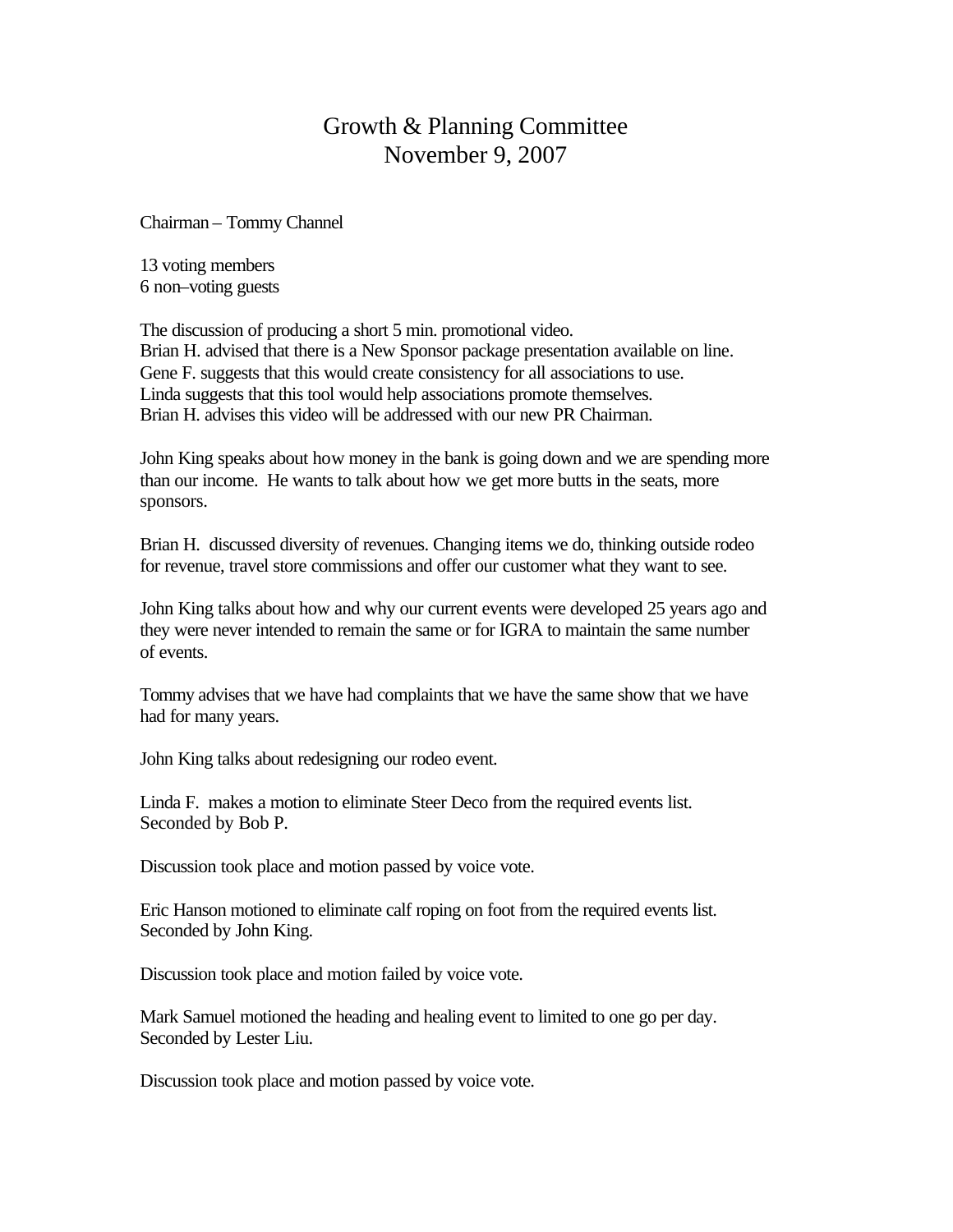# Growth & Planning Committee
## November 9, 2007

Chairman – Tommy Channel

13 voting members
6 non–voting guests

The discussion of producing a short 5 min. promotional video.
Brian H. advised that there is a New Sponsor package presentation available on line.
Gene F. suggests that this would create consistency for all associations to use.
Linda suggests that this tool would help associations promote themselves.
Brian H. advises this video will be addressed with our new PR Chairman.

John King speaks about how money in the bank is going down and we are spending more than our income. He wants to talk about how we get more butts in the seats, more sponsors.

Brian H. discussed diversity of revenues. Changing items we do, thinking outside rodeo for revenue, travel store commissions and offer our customer what they want to see.

John King talks about how and why our current events were developed 25 years ago and they were never intended to remain the same or for IGRA to maintain the same number of events.

Tommy advises that we have had complaints that we have the same show that we have had for many years.

John King talks about redesigning our rodeo event.

Linda F. makes a motion to eliminate Steer Deco from the required events list.
Seconded by Bob P.

Discussion took place and motion passed by voice vote.

Eric Hanson motioned to eliminate calf roping on foot from the required events list.
Seconded by John King.

Discussion took place and motion failed by voice vote.

Mark Samuel motioned the heading and healing event to limited to one go per day.
Seconded by Lester Liu.

Discussion took place and motion passed by voice vote.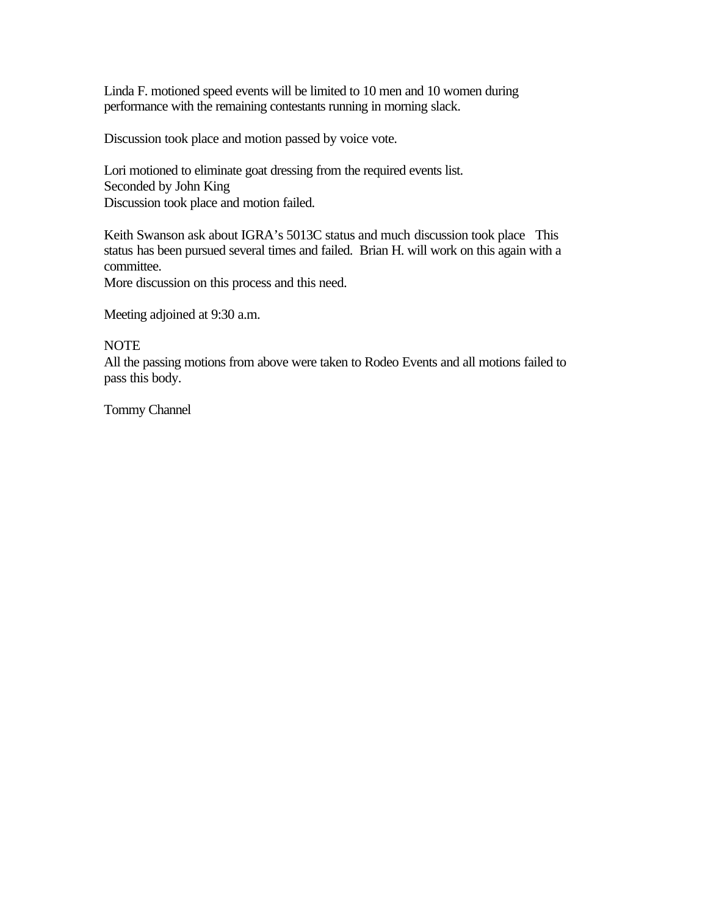Linda F. motioned speed events will be limited to 10 men and 10 women during performance with the remaining contestants running in morning slack.

Discussion took place and motion passed by voice vote.

Lori motioned to eliminate goat dressing from the required events list.
Seconded by John King
Discussion took place and motion failed.

Keith Swanson ask about IGRA's 5013C status and much discussion took place   This status has been pursued several times and failed.  Brian H. will work on this again with a committee.
More discussion on this process and this need.

Meeting adjoined at 9:30 a.m.

NOTE
All the passing motions from above were taken to Rodeo Events and all motions failed to pass this body.

Tommy Channel